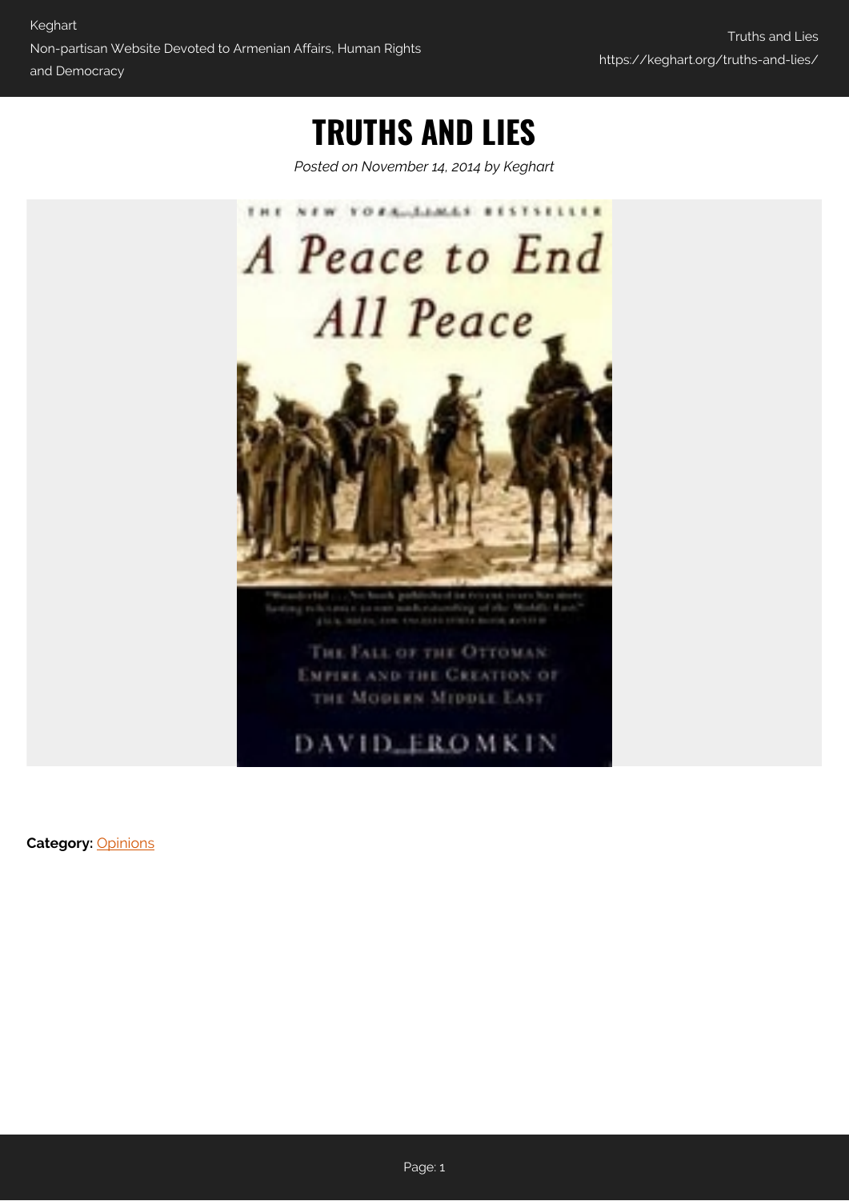# TRUTHS AND LIES

*Posted on November 14, 2014 by Keghart*

**Category:** Opinions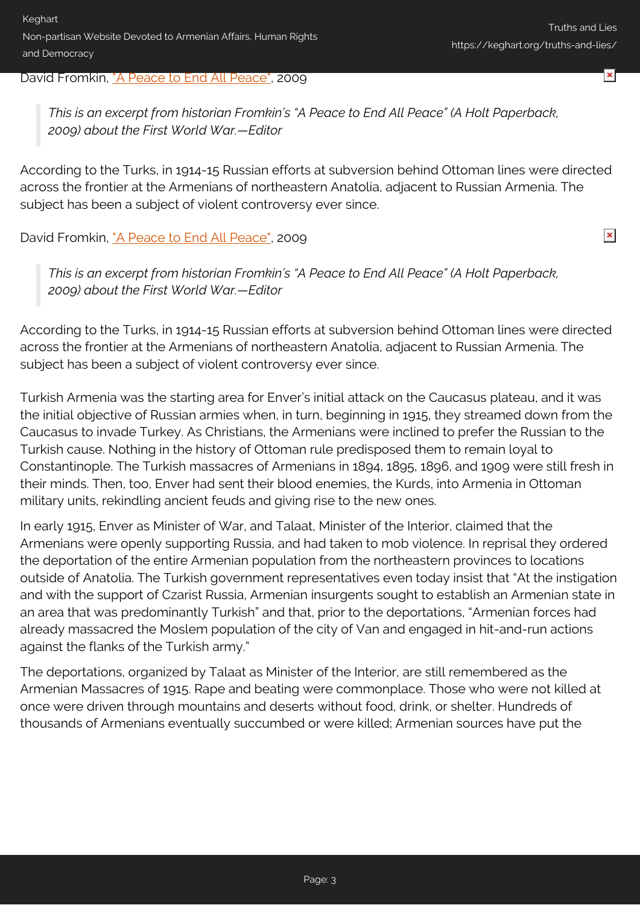David Fromkin, "A Peace to End All Peace", 2009

> *This is an excerpt from historian Fromkin's "A Peace to End All Peace" (A Holt Paperback, 2009) about the First World War.—Editor*

According to the Turks, in 1914-15 Russian efforts at subversion behind Ottoman lines were directed across the frontier at the Armenians of northeastern Anatolia, adjacent to Russian Armenia. The subject has been a subject of violent controversy ever since.

David Fromkin, "A Peace to End All Peace", 2009

> *This is an excerpt from historian Fromkin's "A Peace to End All Peace" (A Holt Paperback, 2009) about the First World War.—Editor*

According to the Turks, in 1914-15 Russian efforts at subversion behind Ottoman lines were directed across the frontier at the Armenians of northeastern Anatolia, adjacent to Russian Armenia. The subject has been a subject of violent controversy ever since.

Turkish Armenia was the starting area for Enver's initial attack on the Caucasus plateau, and it was the initial objective of Russian armies when, in turn, beginning in 1915, they streamed down from the Caucasus to invade Turkey. As Christians, the Armenians were inclined to prefer the Russian to the Turkish cause. Nothing in the history of Ottoman rule predisposed them to remain loyal to Constantinople. The Turkish massacres of Armenians in 1894, 1895, 1896, and 1909 were still fresh in their minds. Then, too, Enver had sent their blood enemies, the Kurds, into Armenia in Ottoman military units, rekindling ancient feuds and giving rise to the new ones.

In early 1915, Enver as Minister of War, and Talaat, Minister of the Interior, claimed that the Armenians were openly supporting Russia, and had taken to mob violence. In reprisal they ordered the deportation of the entire Armenian population from the northeastern provinces to locations outside of Anatolia. The Turkish government representatives even today insist that "At the instigation and with the support of Czarist Russia, Armenian insurgents sought to establish an Armenian state in an area that was predominantly Turkish" and that, prior to the deportations, "Armenian forces had already massacred the Moslem population of the city of Van and engaged in hit-and-run actions against the flanks of the Turkish army."

The deportations, organized by Talaat as Minister of the Interior, are still remembered as the Armenian Massacres of 1915. Rape and beating were commonplace. Those who were not killed at once were driven through mountains and deserts without food, drink, or shelter. Hundreds of thousands of Armenians eventually succumbed or were killed; Armenian sources have put the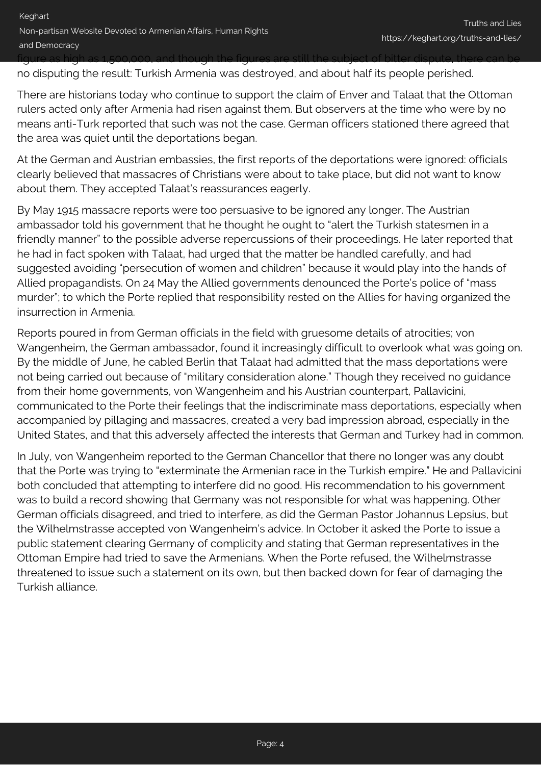figure as high as 1,500,000, and though the figures are still the subject of bitter dispute, there can be no disputing the result: Turkish Armenia was destroyed, and about half its people perished.

There are historians today who continue to support the claim of Enver and Talaat that the Ottoman rulers acted only after Armenia had risen against them. But observers at the time who were by no means anti-Turk reported that such was not the case. German officers stationed there agreed that the area was quiet until the deportations began.

At the German and Austrian embassies, the first reports of the deportations were ignored: officials clearly believed that massacres of Christians were about to take place, but did not want to know about them. They accepted Talaat's reassurances eagerly.

By May 1915 massacre reports were too persuasive to be ignored any longer. The Austrian ambassador told his government that he thought he ought to "alert the Turkish statesmen in a friendly manner" to the possible adverse repercussions of their proceedings. He later reported that he had in fact spoken with Talaat, had urged that the matter be handled carefully, and had suggested avoiding "persecution of women and children" because it would play into the hands of Allied propagandists. On 24 May the Allied governments denounced the Porte's police of "mass murder"; to which the Porte replied that responsibility rested on the Allies for having organized the insurrection in Armenia.

Reports poured in from German officials in the field with gruesome details of atrocities; von Wangenheim, the German ambassador, found it increasingly difficult to overlook what was going on. By the middle of June, he cabled Berlin that Talaat had admitted that the mass deportations were not being carried out because of "military consideration alone." Though they received no guidance from their home governments, von Wangenheim and his Austrian counterpart, Pallavicini, communicated to the Porte their feelings that the indiscriminate mass deportations, especially when accompanied by pillaging and massacres, created a very bad impression abroad, especially in the United States, and that this adversely affected the interests that German and Turkey had in common.

In July, von Wangenheim reported to the German Chancellor that there no longer was any doubt that the Porte was trying to "exterminate the Armenian race in the Turkish empire." He and Pallavicini both concluded that attempting to interfere did no good. His recommendation to his government was to build a record showing that Germany was not responsible for what was happening. Other German officials disagreed, and tried to interfere, as did the German Pastor Johannus Lepsius, but the Wilhelmstrasse accepted von Wangenheim's advice. In October it asked the Porte to issue a public statement clearing Germany of complicity and stating that German representatives in the Ottoman Empire had tried to save the Armenians. When the Porte refused, the Wilhelmstrasse threatened to issue such a statement on its own, but then backed down for fear of damaging the Turkish alliance.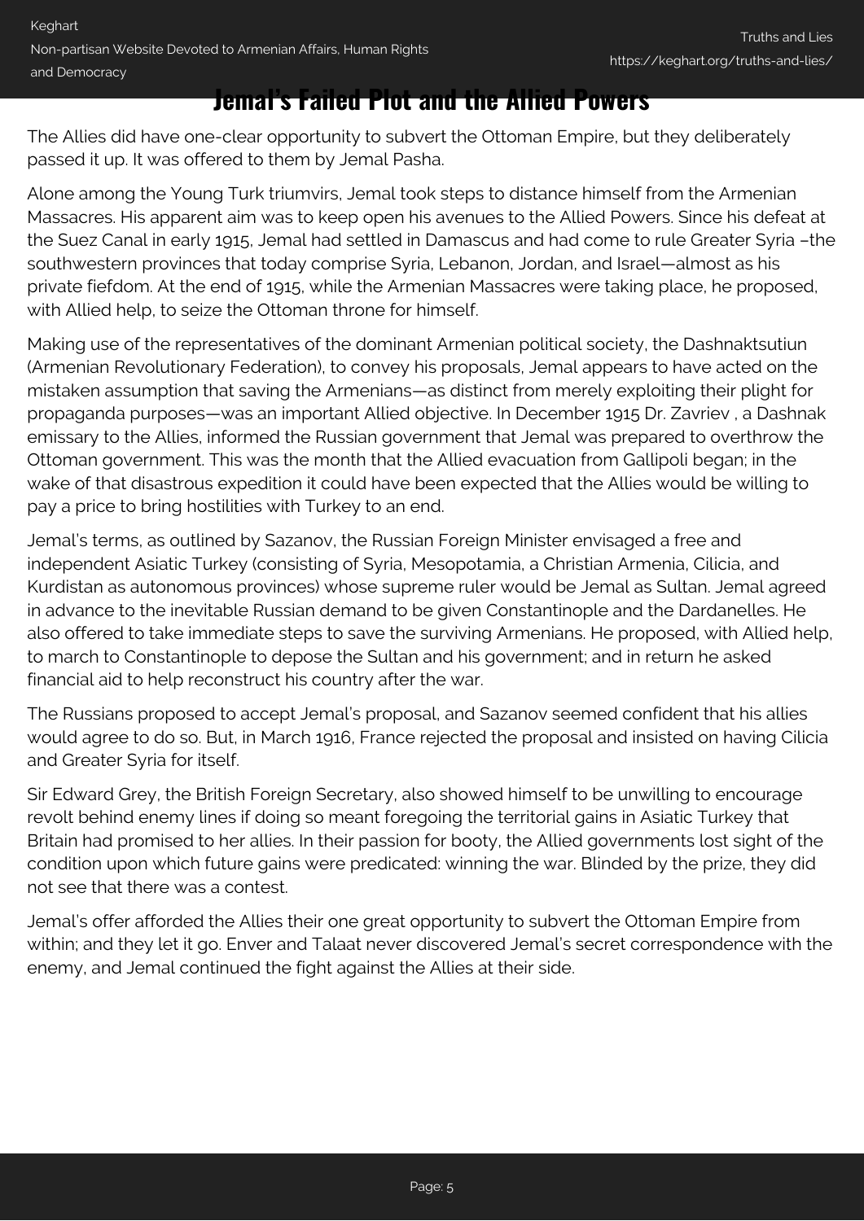## Jemal's Failed Plot and the Allied Powers

The Allies did have one-clear opportunity to subvert the Ottoman Empire, but they deliberately passed it up. It was offered to them by Jemal Pasha.

Alone among the Young Turk triumvirs, Jemal took steps to distance himself from the Armenian Massacres. His apparent aim was to keep open his avenues to the Allied Powers. Since his defeat at the Suez Canal in early 1915, Jemal had settled in Damascus and had come to rule Greater Syria –the southwestern provinces that today comprise Syria, Lebanon, Jordan, and Israel—almost as his private fiefdom. At the end of 1915, while the Armenian Massacres were taking place, he proposed, with Allied help, to seize the Ottoman throne for himself.

Making use of the representatives of the dominant Armenian political society, the Dashnaktsutiun (Armenian Revolutionary Federation), to convey his proposals, Jemal appears to have acted on the mistaken assumption that saving the Armenians—as distinct from merely exploiting their plight for propaganda purposes—was an important Allied objective. In December 1915 Dr. Zavriev , a Dashnak emissary to the Allies, informed the Russian government that Jemal was prepared to overthrow the Ottoman government. This was the month that the Allied evacuation from Gallipoli began; in the wake of that disastrous expedition it could have been expected that the Allies would be willing to pay a price to bring hostilities with Turkey to an end.

Jemal's terms, as outlined by Sazanov, the Russian Foreign Minister envisaged a free and independent Asiatic Turkey (consisting of Syria, Mesopotamia, a Christian Armenia, Cilicia, and Kurdistan as autonomous provinces) whose supreme ruler would be Jemal as Sultan. Jemal agreed in advance to the inevitable Russian demand to be given Constantinople and the Dardanelles. He also offered to take immediate steps to save the surviving Armenians. He proposed, with Allied help, to march to Constantinople to depose the Sultan and his government; and in return he asked financial aid to help reconstruct his country after the war.

The Russians proposed to accept Jemal's proposal, and Sazanov seemed confident that his allies would agree to do so. But, in March 1916, France rejected the proposal and insisted on having Cilicia and Greater Syria for itself.

Sir Edward Grey, the British Foreign Secretary, also showed himself to be unwilling to encourage revolt behind enemy lines if doing so meant foregoing the territorial gains in Asiatic Turkey that Britain had promised to her allies. In their passion for booty, the Allied governments lost sight of the condition upon which future gains were predicated: winning the war. Blinded by the prize, they did not see that there was a contest.

Jemal's offer afforded the Allies their one great opportunity to subvert the Ottoman Empire from within; and they let it go. Enver and Talaat never discovered Jemal's secret correspondence with the enemy, and Jemal continued the fight against the Allies at their side.